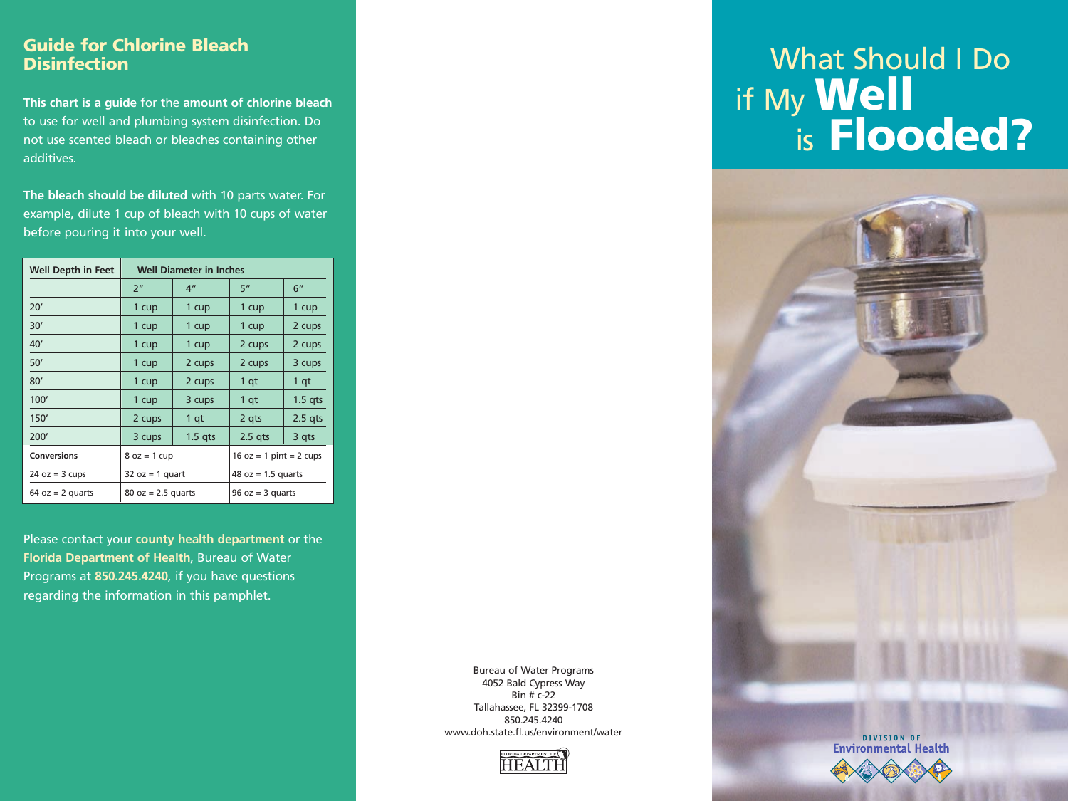## Guide for Chlorine Bleach Disinfection

**This chart is a guide** for the **amount of chlorine bleach** to use for well and plumbing system disinfection. Do not use scented bleach or bleaches containing other additives.

**The bleach should be diluted** with 10 parts water. For example, dilute 1 cup of bleach with 10 cups of water before pouring it into your well.

| Well Depth in Feet | Well Diameter in Inches | | | |
|---|---|---|---|---|
| | 2″ | 4″ | 5″ | 6″ |
| 20′ | 1 cup | 1 cup | 1 cup | 1 cup |
| 30′ | 1 cup | 1 cup | 1 cup | 2 cups |
| 40′ | 1 cup | 1 cup | 2 cups | 2 cups |
| 50′ | 1 cup | 2 cups | 2 cups | 3 cups |
| 80′ | 1 cup | 2 cups | 1 qt | 1 qt |
| 100′ | 1 cup | 3 cups | 1 qt | 1.5 qts |
| 150′ | 2 cups | 1 qt | 2 qts | 2.5 qts |
| 200′ | 3 cups | 1.5 qts | 2.5 qts | 3 qts |
| **Conversions** | 8 oz = 1 cup | | 16 oz = 1 pint = 2 cups | |
| 24 oz = 3 cups | 32 oz = 1 quart | | 48 oz = 1.5 quarts | |
| 64 oz = 2 quarts | 80 oz = 2.5 quarts | | 96 oz = 3 quarts | |

Please contact your **county health department** or the **Florida Department of Health**, Bureau of Water Programs at **850.245.4240**, if you have questions regarding the information in this pamphlet.

Bureau of Water Programs
4052 Bald Cypress Way
Bin # c-22
Tallahassee, FL 32399-1708
850.245.4240
www.doh.state.fl.us/environment/water

FLORIDA DEPARTMENT OF HEALTH

# What Should I Do if My **Well** is **Flooded?**

DIVISION OF Environmental Health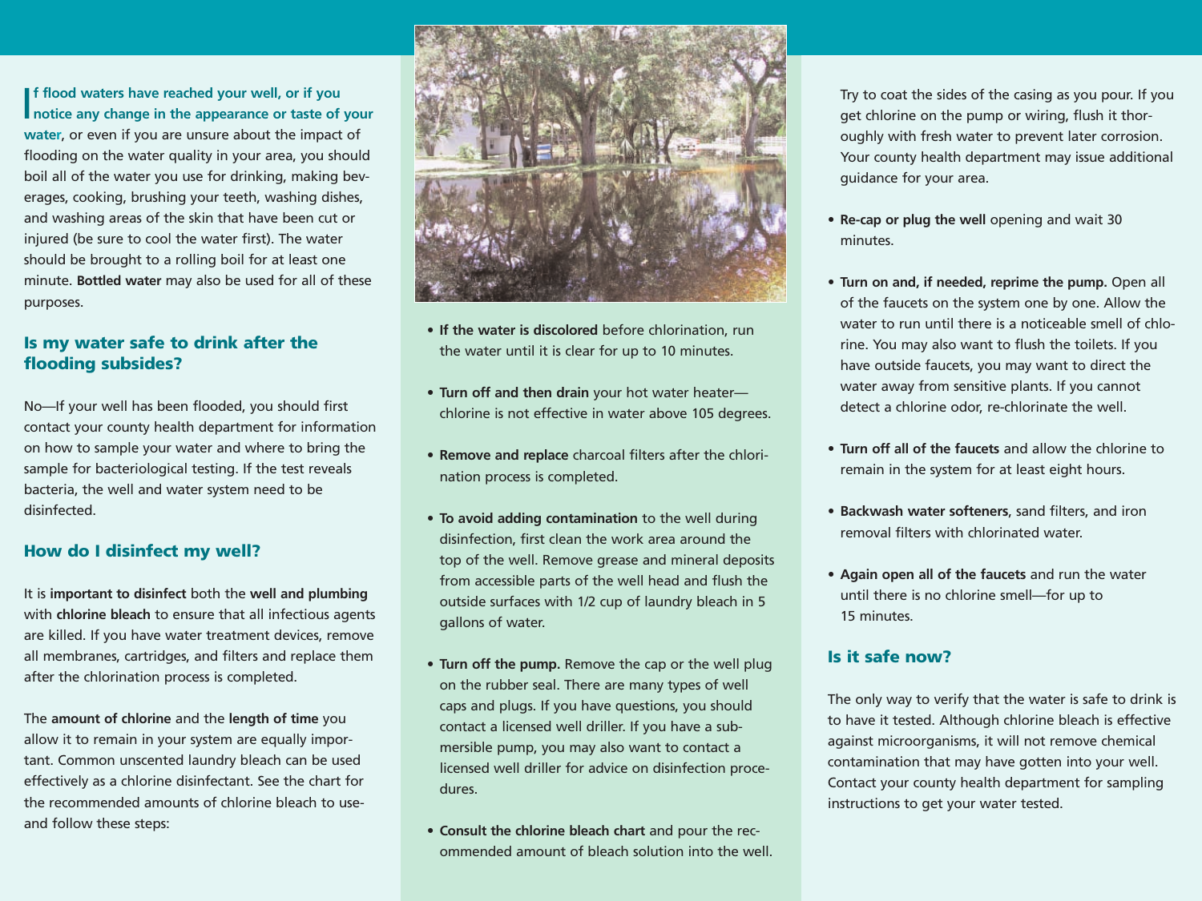**If flood waters have reached your well, or if you notice any change in the appearance or taste of your water**, or even if you are unsure about the impact of flooding on the water quality in your area, you should boil all of the water you use for drinking, making beverages, cooking, brushing your teeth, washing dishes, and washing areas of the skin that have been cut or injured (be sure to cool the water first). The water should be brought to a rolling boil for at least one minute. **Bottled water** may also be used for all of these purposes.

## Is my water safe to drink after the flooding subsides?

No—If your well has been flooded, you should first contact your county health department for information on how to sample your water and where to bring the sample for bacteriological testing. If the test reveals bacteria, the well and water system need to be disinfected.

## How do I disinfect my well?

It is **important to disinfect** both the **well and plumbing** with **chlorine bleach** to ensure that all infectious agents are killed. If you have water treatment devices, remove all membranes, cartridges, and filters and replace them after the chlorination process is completed.

The **amount of chlorine** and the **length of time** you allow it to remain in your system are equally important. Common unscented laundry bleach can be used effectively as a chlorine disinfectant. See the chart for the recommended amounts of chlorine bleach to use-and follow these steps:

- **If the water is discolored** before chlorination, run the water until it is clear for up to 10 minutes.
- **Turn off and then drain** your hot water heater—chlorine is not effective in water above 105 degrees.
- **Remove and replace** charcoal filters after the chlorination process is completed.
- **To avoid adding contamination** to the well during disinfection, first clean the work area around the top of the well. Remove grease and mineral deposits from accessible parts of the well head and flush the outside surfaces with 1/2 cup of laundry bleach in 5 gallons of water.
- **Turn off the pump.** Remove the cap or the well plug on the rubber seal. There are many types of well caps and plugs. If you have questions, you should contact a licensed well driller. If you have a submersible pump, you may also want to contact a licensed well driller for advice on disinfection procedures.
- **Consult the chlorine bleach chart** and pour the recommended amount of bleach solution into the well. Try to coat the sides of the casing as you pour. If you get chlorine on the pump or wiring, flush it thoroughly with fresh water to prevent later corrosion. Your county health department may issue additional guidance for your area.
- **Re-cap or plug the well** opening and wait 30 minutes.
- **Turn on and, if needed, reprime the pump.** Open all of the faucets on the system one by one. Allow the water to run until there is a noticeable smell of chlorine. You may also want to flush the toilets. If you have outside faucets, you may want to direct the water away from sensitive plants. If you cannot detect a chlorine odor, re-chlorinate the well.
- **Turn off all of the faucets** and allow the chlorine to remain in the system for at least eight hours.
- **Backwash water softeners**, sand filters, and iron removal filters with chlorinated water.
- **Again open all of the faucets** and run the water until there is no chlorine smell—for up to 15 minutes.

## Is it safe now?

The only way to verify that the water is safe to drink is to have it tested. Although chlorine bleach is effective against microorganisms, it will not remove chemical contamination that may have gotten into your well. Contact your county health department for sampling instructions to get your water tested.